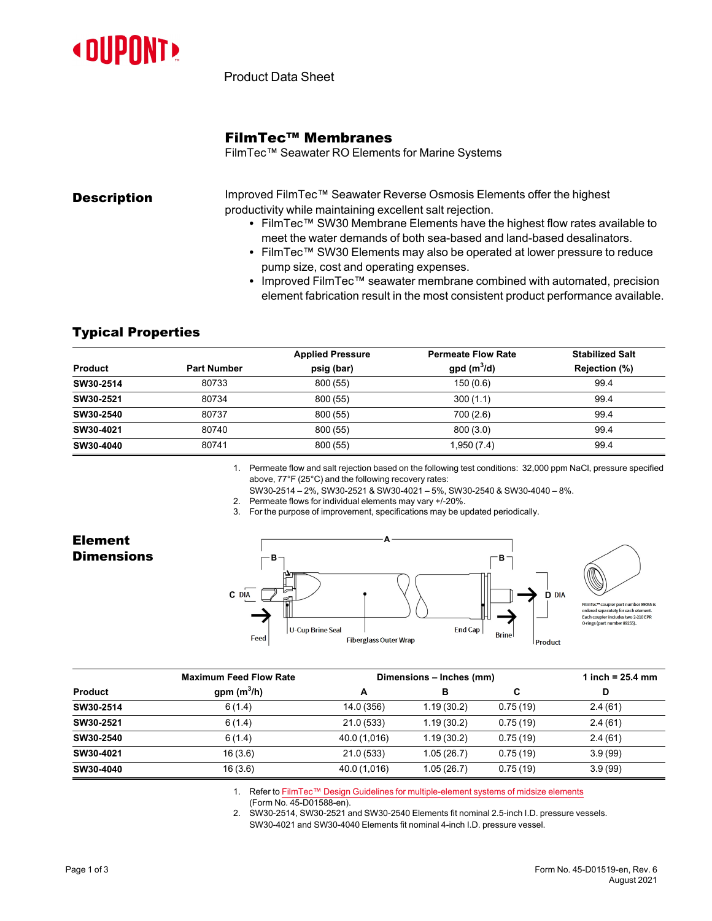Product Data Sheet

# FilmTec™ Membranes

FilmTec™ Seawater RO Elements for Marine Systems

## Description

Improved FilmTec™ Seawater Reverse Osmosis Elements offer the highest productivity while maintaining excellent salt rejection.

- FilmTec™ SW30 Membrane Elements have the highest flow rates available to meet the water demands of both sea-based and land-based desalinators.
- FilmTec™ SW30 Elements may also be operated at lower pressure to reduce pump size, cost and operating expenses.
- Improved FilmTec™ seawater membrane combined with automated, precision element fabrication result in the most consistent product performance available.

## Typical Properties

| Product | Part Number | Applied Pressure psig (bar) | Permeate Flow Rate gpd ($m^3$/d) | Stabilized Salt Rejection (%) |
|---|---|---|---|---|
| **SW30-2514** | 80733 | 800 (55) | 150 (0.6) | 99.4 |
| **SW30-2521** | 80734 | 800 (55) | 300 (1.1) | 99.4 |
| **SW30-2540** | 80737 | 800 (55) | 700 (2.6) | 99.4 |
| **SW30-4021** | 80740 | 800 (55) | 800 (3.0) | 99.4 |
| **SW30-4040** | 80741 | 800 (55) | 1,950 (7.4) | 99.4 |

1. Permeate flow and salt rejection based on the following test conditions: 32,000 ppm NaCl, pressure specified above, 77°F (25°C) and the following recovery rates:
   SW30-2514 – 2%, SW30-2521 & SW30-4021 – 5%, SW30-2540 & SW30-4040 – 8%.
2. Permeate flows for individual elements may vary +/-20%.
3. For the purpose of improvement, specifications may be updated periodically.

## Element Dimensions

A, B, C DIA, D DIA, Feed, U-Cup Brine Seal, Fiberglass Outer Wrap, End Cap, Brine, Product

FilmTec™ coupler part number 89055 is ordered separately for each element. Each coupler includes two 2-210 EPR O-rings (part number 89255).

| Product | Maximum Feed Flow Rate gpm ($m^3$/h) | Dimensions – Inches (mm) A | B | C | 1 inch = 25.4 mm D |
|---|---|---|---|---|---|
| **SW30-2514** | 6 (1.4) | 14.0 (356) | 1.19 (30.2) | 0.75 (19) | 2.4 (61) |
| **SW30-2521** | 6 (1.4) | 21.0 (533) | 1.19 (30.2) | 0.75 (19) | 2.4 (61) |
| **SW30-2540** | 6 (1.4) | 40.0 (1,016) | 1.19 (30.2) | 0.75 (19) | 2.4 (61) |
| **SW30-4021** | 16 (3.6) | 21.0 (533) | 1.05 (26.7) | 0.75 (19) | 3.9 (99) |
| **SW30-4040** | 16 (3.6) | 40.0 (1,016) | 1.05 (26.7) | 0.75 (19) | 3.9 (99) |

1. Refer to FilmTec™ Design Guidelines for multiple-element systems of midsize elements (Form No. 45-D01588-en).
2. SW30-2514, SW30-2521 and SW30-2540 Elements fit nominal 2.5-inch I.D. pressure vessels. SW30-4021 and SW30-4040 Elements fit nominal 4-inch I.D. pressure vessel.

Form No. 45-D01519-en, Rev. 6
August 2021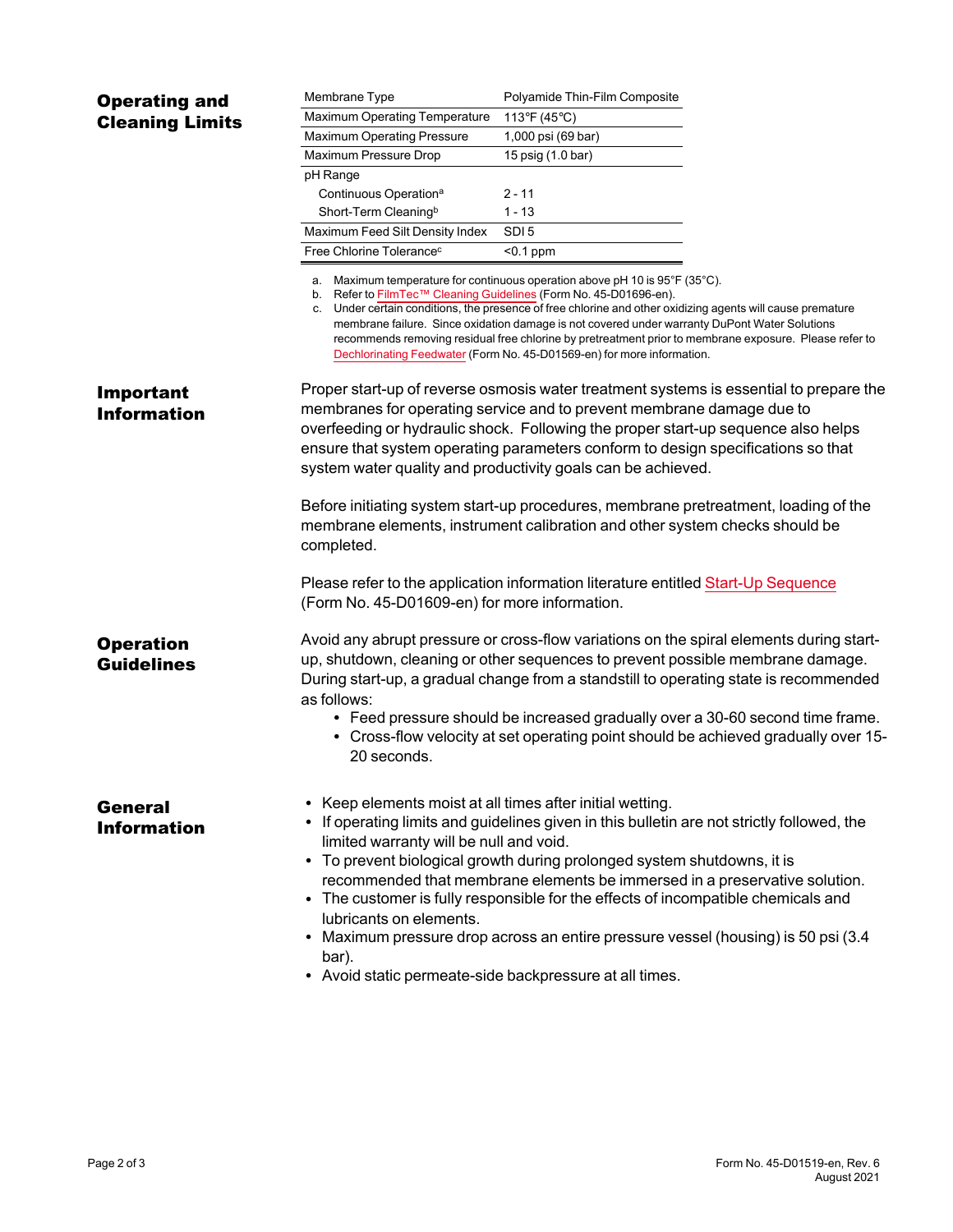## Operating and Cleaning Limits

| Membrane Type | Polyamide Thin-Film Composite |
| --- | --- |
| Maximum Operating Temperature | 113°F (45°C) |
| Maximum Operating Pressure | 1,000 psi (69 bar) |
| Maximum Pressure Drop | 15 psig (1.0 bar) |
| pH Range | |
| Continuous Operation[a] | 2 - 11 |
| Short-Term Cleaning[b] | 1 - 13 |
| Maximum Feed Silt Density Index | SDI 5 |
| Free Chlorine Tolerance[c] | <0.1 ppm |

a. Maximum temperature for continuous operation above pH 10 is 95°F (35°C).
b. Refer to FilmTec™ Cleaning Guidelines (Form No. 45-D01696-en).
c. Under certain conditions, the presence of free chlorine and other oxidizing agents will cause premature membrane failure. Since oxidation damage is not covered under warranty DuPont Water Solutions recommends removing residual free chlorine by pretreatment prior to membrane exposure. Please refer to Dechlorinating Feedwater (Form No. 45-D01569-en) for more information.

## Important Information

Proper start-up of reverse osmosis water treatment systems is essential to prepare the membranes for operating service and to prevent membrane damage due to overfeeding or hydraulic shock. Following the proper start-up sequence also helps ensure that system operating parameters conform to design specifications so that system water quality and productivity goals can be achieved.

Before initiating system start-up procedures, membrane pretreatment, loading of the membrane elements, instrument calibration and other system checks should be completed.

Please refer to the application information literature entitled Start-Up Sequence (Form No. 45-D01609-en) for more information.

## Operation Guidelines

Avoid any abrupt pressure or cross-flow variations on the spiral elements during start-up, shutdown, cleaning or other sequences to prevent possible membrane damage. During start-up, a gradual change from a standstill to operating state is recommended as follows:

- Feed pressure should be increased gradually over a 30-60 second time frame.
- Cross-flow velocity at set operating point should be achieved gradually over 15-20 seconds.

## General Information

- Keep elements moist at all times after initial wetting.
- If operating limits and guidelines given in this bulletin are not strictly followed, the limited warranty will be null and void.
- To prevent biological growth during prolonged system shutdowns, it is recommended that membrane elements be immersed in a preservative solution.
- The customer is fully responsible for the effects of incompatible chemicals and lubricants on elements.
- Maximum pressure drop across an entire pressure vessel (housing) is 50 psi (3.4 bar).
- Avoid static permeate-side backpressure at all times.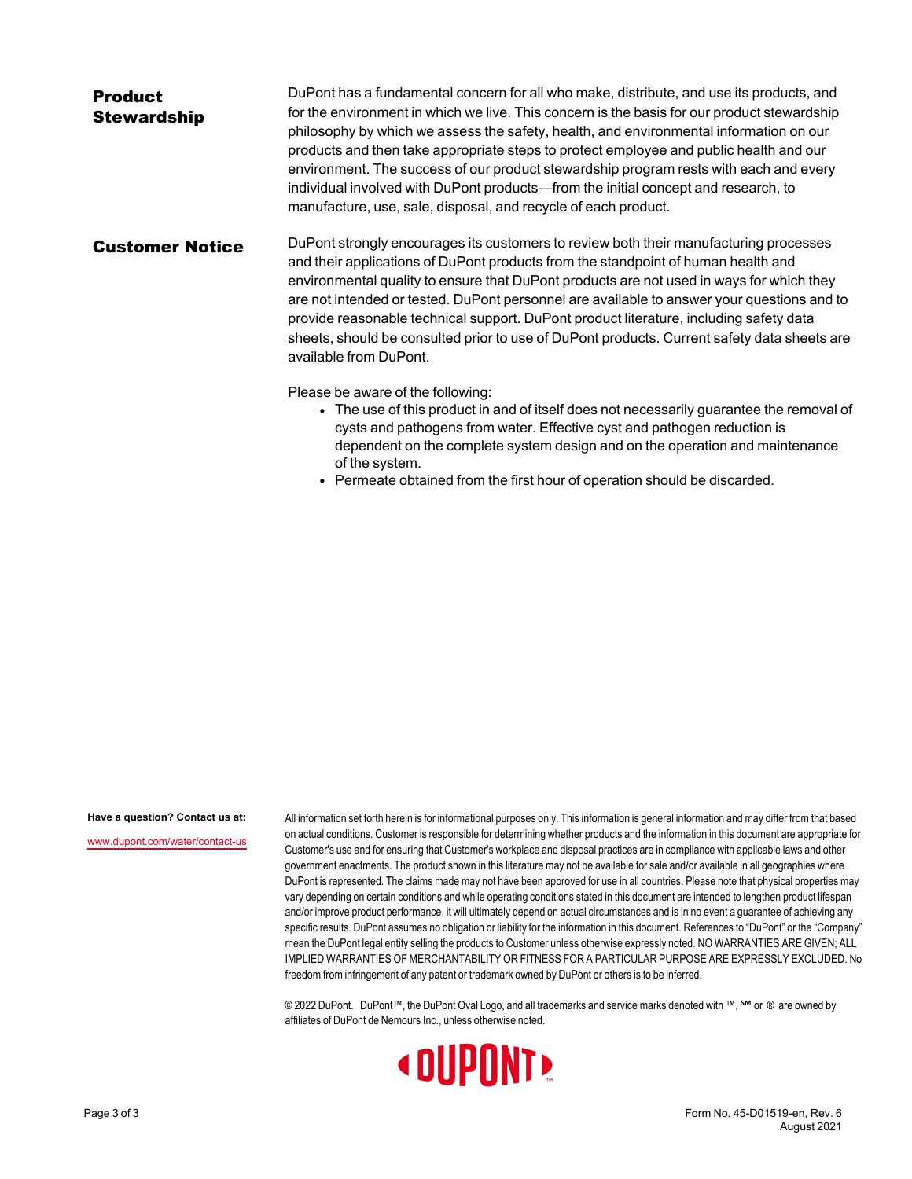## Product Stewardship

DuPont has a fundamental concern for all who make, distribute, and use its products, and for the environment in which we live. This concern is the basis for our product stewardship philosophy by which we assess the safety, health, and environmental information on our products and then take appropriate steps to protect employee and public health and our environment. The success of our product stewardship program rests with each and every individual involved with DuPont products—from the initial concept and research, to manufacture, use, sale, disposal, and recycle of each product.

## Customer Notice

DuPont strongly encourages its customers to review both their manufacturing processes and their applications of DuPont products from the standpoint of human health and environmental quality to ensure that DuPont products are not used in ways for which they are not intended or tested. DuPont personnel are available to answer your questions and to provide reasonable technical support. DuPont product literature, including safety data sheets, should be consulted prior to use of DuPont products. Current safety data sheets are available from DuPont.

Please be aware of the following:

- The use of this product in and of itself does not necessarily guarantee the removal of cysts and pathogens from water. Effective cyst and pathogen reduction is dependent on the complete system design and on the operation and maintenance of the system.
- Permeate obtained from the first hour of operation should be discarded.

**Have a question? Contact us at:**

www.dupont.com/water/contact-us

All information set forth herein is for informational purposes only. This information is general information and may differ from that based on actual conditions. Customer is responsible for determining whether products and the information in this document are appropriate for Customer's use and for ensuring that Customer's workplace and disposal practices are in compliance with applicable laws and other government enactments. The product shown in this literature may not be available for sale and/or available in all geographies where DuPont is represented. The claims made may not have been approved for use in all countries. Please note that physical properties may vary depending on certain conditions and while operating conditions stated in this document are intended to lengthen product lifespan and/or improve product performance, it will ultimately depend on actual circumstances and is in no event a guarantee of achieving any specific results. DuPont assumes no obligation or liability for the information in this document. References to "DuPont" or the "Company" mean the DuPont legal entity selling the products to Customer unless otherwise expressly noted. NO WARRANTIES ARE GIVEN; ALL IMPLIED WARRANTIES OF MERCHANTABILITY OR FITNESS FOR A PARTICULAR PURPOSE ARE EXPRESSLY EXCLUDED. No freedom from infringement of any patent or trademark owned by DuPont or others is to be inferred.

© 2022 DuPont. DuPont™, the DuPont Oval Logo, and all trademarks and service marks denoted with ™, ℠ or ® are owned by affiliates of DuPont de Nemours Inc., unless otherwise noted.

Form No. 45-D01519-en, Rev. 6
August 2021